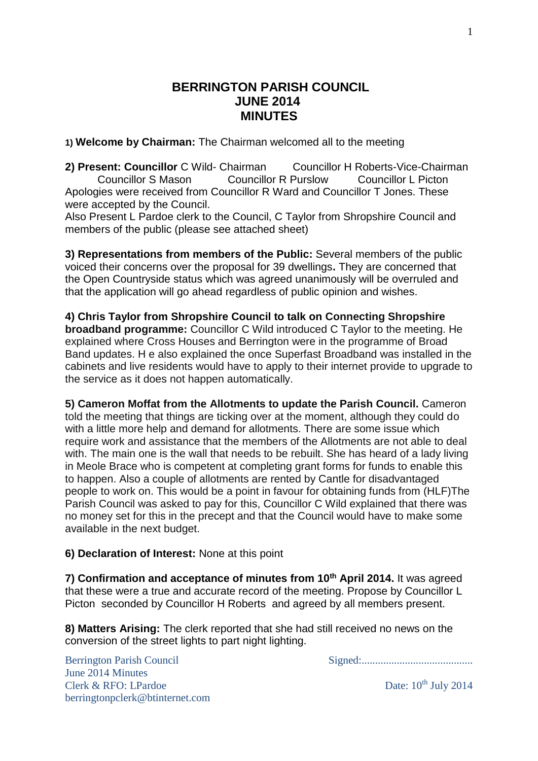# BERRINGTON PARISH COUNCIL
## JUNE 2014
## MINUTES

**1) Welcome by Chairman:** The Chairman welcomed all to the meeting

**2) Present: Councillor** C Wild- Chairman Councillor H Roberts-Vice-Chairman Councillor S Mason Councillor R Purslow Councillor L Picton

Apologies were received from Councillor R Ward and Councillor T Jones. These were accepted by the Council.

Also Present L Pardoe clerk to the Council, C Taylor from Shropshire Council and members of the public (please see attached sheet)

**3) Representations from members of the Public:** Several members of the public voiced their concerns over the proposal for 39 dwellings**.** They are concerned that the Open Countryside status which was agreed unanimously will be overruled and that the application will go ahead regardless of public opinion and wishes.

**4) Chris Taylor from Shropshire Council to talk on Connecting Shropshire broadband programme:** Councillor C Wild introduced C Taylor to the meeting. He explained where Cross Houses and Berrington were in the programme of Broad Band updates. H e also explained the once Superfast Broadband was installed in the cabinets and live residents would have to apply to their internet provide to upgrade to the service as it does not happen automatically.

**5) Cameron Moffat from the Allotments to update the Parish Council.** Cameron told the meeting that things are ticking over at the moment, although they could do with a little more help and demand for allotments. There are some issue which require work and assistance that the members of the Allotments are not able to deal with. The main one is the wall that needs to be rebuilt. She has heard of a lady living in Meole Brace who is competent at completing grant forms for funds to enable this to happen. Also a couple of allotments are rented by Cantle for disadvantaged people to work on. This would be a point in favour for obtaining funds from (HLF)The Parish Council was asked to pay for this, Councillor C Wild explained that there was no money set for this in the precept and that the Council would have to make some available in the next budget.

**6) Declaration of Interest:** None at this point

**7) Confirmation and acceptance of minutes from 10th April 2014.** It was agreed that these were a true and accurate record of the meeting. Propose by Councillor L Picton seconded by Councillor H Roberts and agreed by all members present.

**8) Matters Arising:** The clerk reported that she had still received no news on the conversion of the street lights to part night lighting.

Berrington Parish Council
June 2014 Minutes
Clerk & RFO: LPardoe
berringtonpclerk@btinternet.com

Signed:.........................................

Date: 10th July 2014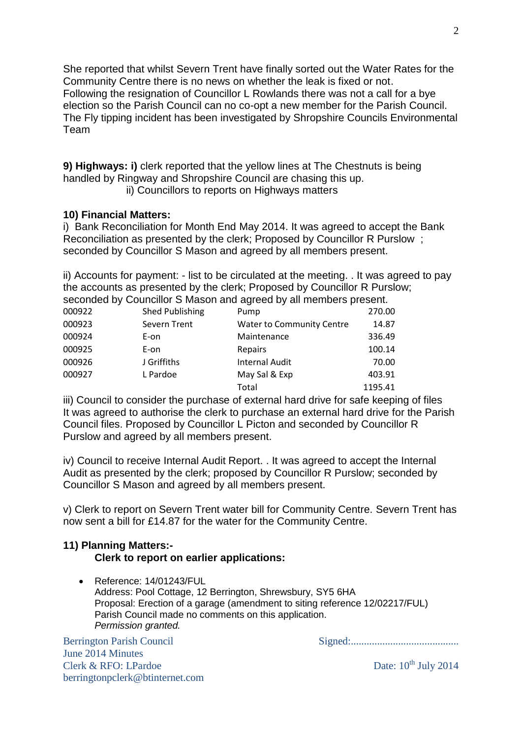She reported that whilst Severn Trent have finally sorted out the Water Rates for the Community Centre there is no news on whether the leak is fixed or not.
Following the resignation of Councillor L Rowlands there was not a call for a bye election so the Parish Council can no co-opt a new member for the Parish Council.
The Fly tipping incident has been investigated by Shropshire Councils Environmental Team

**9) Highways: i)** clerk reported that the yellow lines at The Chestnuts is being handled by Ringway and Shropshire Council are chasing this up.
ii) Councillors to reports on Highways matters

**10) Financial Matters:**
i) Bank Reconciliation for Month End May 2014. It was agreed to accept the Bank Reconciliation as presented by the clerk; Proposed by Councillor R Purslow ; seconded by Councillor S Mason and agreed by all members present.

ii) Accounts for payment: - list to be circulated at the meeting. . It was agreed to pay the accounts as presented by the clerk; Proposed by Councillor R Purslow; seconded by Councillor S Mason and agreed by all members present.

| | | | |
|---|---|---|---|
| 000922 | Shed Publishing | Pump | 270.00 |
| 000923 | Severn Trent | Water to Community Centre | 14.87 |
| 000924 | E-on | Maintenance | 336.49 |
| 000925 | E-on | Repairs | 100.14 |
| 000926 | J Griffiths | Internal Audit | 70.00 |
| 000927 | L Pardoe | May Sal & Exp | 403.91 |
| | | Total | 1195.41 |

iii) Council to consider the purchase of external hard drive for safe keeping of files It was agreed to authorise the clerk to purchase an external hard drive for the Parish Council files. Proposed by Councillor L Picton and seconded by Councillor R Purslow and agreed by all members present.

iv) Council to receive Internal Audit Report. . It was agreed to accept the Internal Audit as presented by the clerk; proposed by Councillor R Purslow; seconded by Councillor S Mason and agreed by all members present.

v) Clerk to report on Severn Trent water bill for Community Centre. Severn Trent has now sent a bill for £14.87 for the water for the Community Centre.

**11) Planning Matters:-**
**Clerk to report on earlier applications:**

- Reference: 14/01243/FUL
  Address: Pool Cottage, 12 Berrington, Shrewsbury, SY5 6HA
  Proposal: Erection of a garage (amendment to siting reference 12/02217/FUL)
  Parish Council made no comments on this application.
  *Permission granted.*

Berrington Parish Council
June 2014 Minutes
Clerk & RFO: LPardoe
berringtonpclerk@btinternet.com

Signed:.........................................

Date: 10th July 2014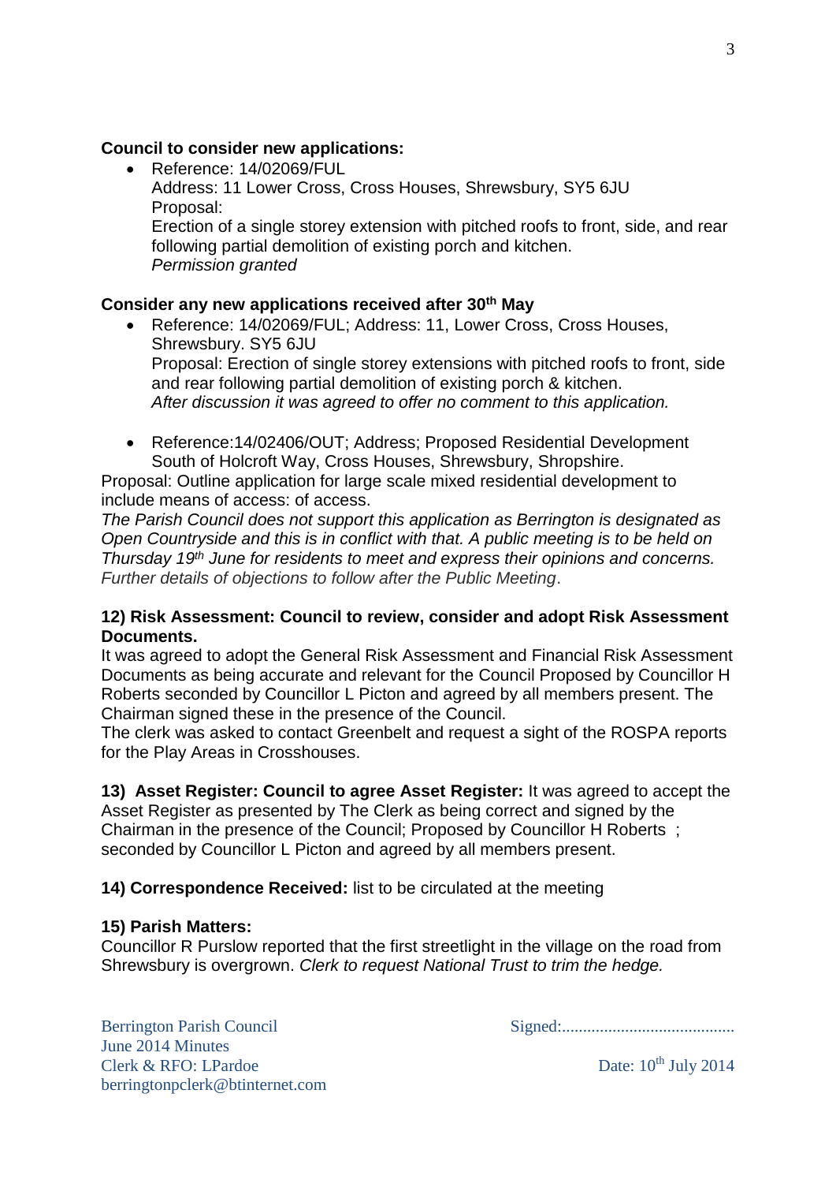**Council to consider new applications:**

- Reference: 14/02069/FUL
  Address: 11 Lower Cross, Cross Houses, Shrewsbury, SY5 6JU
  Proposal:
  Erection of a single storey extension with pitched roofs to front, side, and rear following partial demolition of existing porch and kitchen.
  *Permission granted*

**Consider any new applications received after 30th May**

- Reference: 14/02069/FUL; Address: 11, Lower Cross, Cross Houses, Shrewsbury. SY5 6JU
  Proposal: Erection of single storey extensions with pitched roofs to front, side and rear following partial demolition of existing porch & kitchen.
  *After discussion it was agreed to offer no comment to this application.*

- Reference:14/02406/OUT; Address; Proposed Residential Development South of Holcroft Way, Cross Houses, Shrewsbury, Shropshire.

Proposal: Outline application for large scale mixed residential development to include means of access: of access.
*The Parish Council does not support this application as Berrington is designated as Open Countryside and this is in conflict with that. A public meeting is to be held on Thursday 19th June for residents to meet and express their opinions and concerns. Further details of objections to follow after the Public Meeting*.

**12) Risk Assessment: Council to review, consider and adopt Risk Assessment Documents.**
It was agreed to adopt the General Risk Assessment and Financial Risk Assessment Documents as being accurate and relevant for the Council Proposed by Councillor H Roberts seconded by Councillor L Picton and agreed by all members present. The Chairman signed these in the presence of the Council.
The clerk was asked to contact Greenbelt and request a sight of the ROSPA reports for the Play Areas in Crosshouses.

**13) Asset Register: Council to agree Asset Register:** It was agreed to accept the Asset Register as presented by The Clerk as being correct and signed by the Chairman in the presence of the Council; Proposed by Councillor H Roberts ; seconded by Councillor L Picton and agreed by all members present.

**14) Correspondence Received:** list to be circulated at the meeting

**15) Parish Matters:**
Councillor R Purslow reported that the first streetlight in the village on the road from Shrewsbury is overgrown. *Clerk to request National Trust to trim the hedge.*

Berrington Parish Council
June 2014 Minutes
Clerk & RFO: LPardoe
berringtonpclerk@btinternet.com

Signed:.........................................

Date: 10th July 2014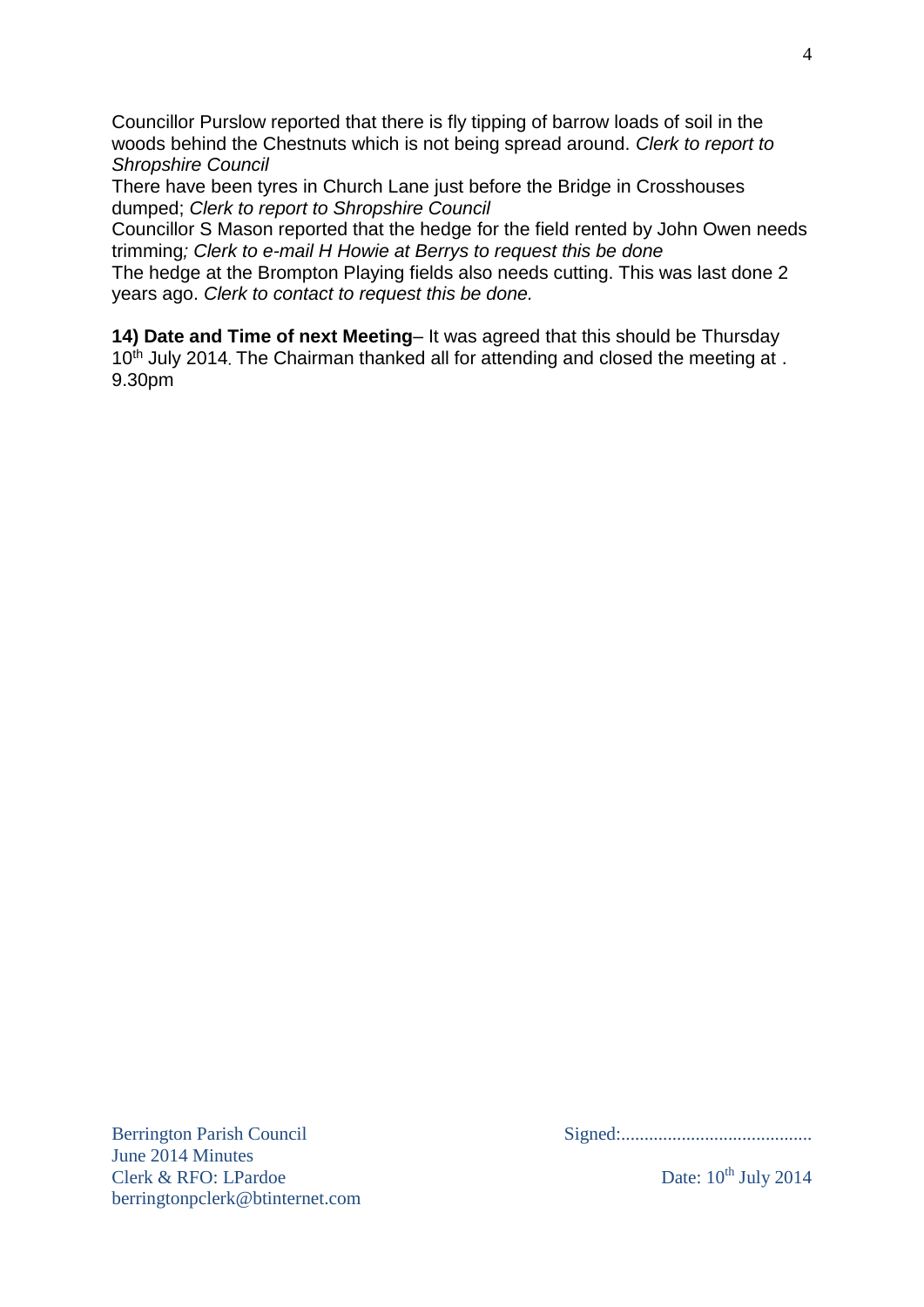Councillor Purslow reported that there is fly tipping of barrow loads of soil in the woods behind the Chestnuts which is not being spread around. *Clerk to report to Shropshire Council*

There have been tyres in Church Lane just before the Bridge in Crosshouses dumped; *Clerk to report to Shropshire Council*

Councillor S Mason reported that the hedge for the field rented by John Owen needs trimming*; Clerk to e-mail H Howie at Berrys to request this be done*

The hedge at the Brompton Playing fields also needs cutting. This was last done 2 years ago. *Clerk to contact to request this be done.*

**14) Date and Time of next Meeting**– It was agreed that this should be Thursday 10th July 2014. The Chairman thanked all for attending and closed the meeting at . 9.30pm

Berrington Parish Council
June 2014 Minutes
Clerk & RFO: LPardoe
berringtonpclerk@btinternet.com

Signed:........................................

Date: 10th July 2014